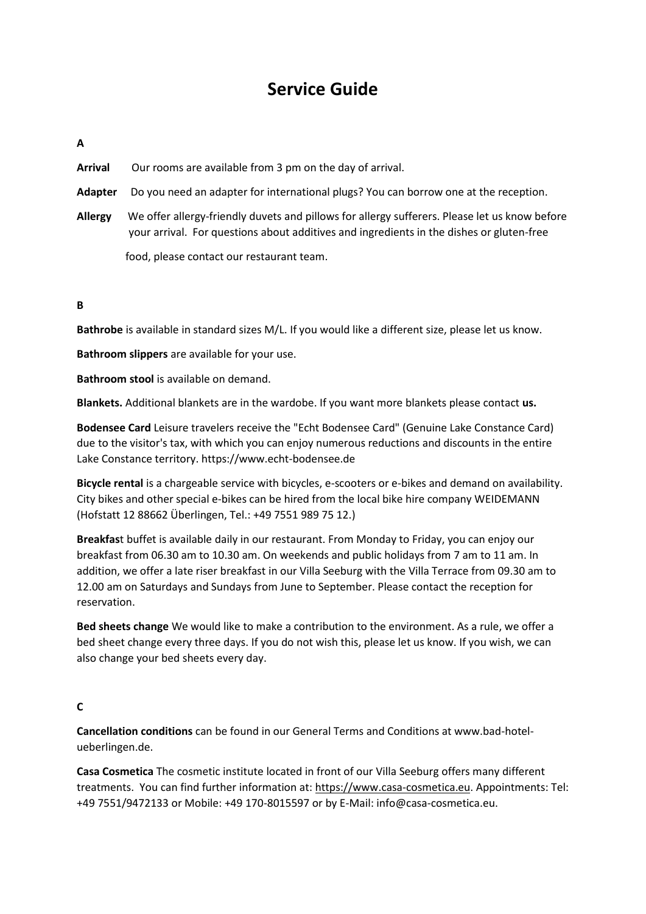# Service Guide

## A

**Arrival** Our rooms are available from 3 pm on the day of arrival.

**Adapter** Do you need an adapter for international plugs? You can borrow one at the reception.

**Allergy** We offer allergy-friendly duvets and pillows for allergy sufferers. Please let us know before your arrival. For questions about additives and ingredients in the dishes or gluten-free food, please contact our restaurant team.

## B

**Bathrobe** is available in standard sizes M/L. If you would like a different size, please let us know.

**Bathroom slippers** are available for your use.

**Bathroom stool** is available on demand.

**Blankets.** Additional blankets are in the wardobe. If you want more blankets please contact **us.**

**Bodensee Card** Leisure travelers receive the "Echt Bodensee Card" (Genuine Lake Constance Card) due to the visitor's tax, with which you can enjoy numerous reductions and discounts in the entire Lake Constance territory. https://www.echt-bodensee.de

**Bicycle rental** is a chargeable service with bicycles, e-scooters or e-bikes and demand on availability. City bikes and other special e-bikes can be hired from the local bike hire company WEIDEMANN (Hofstatt 12 88662 Überlingen, Tel.: +49 7551 989 75 12.)

**Breakfas**t buffet is available daily in our restaurant. From Monday to Friday, you can enjoy our breakfast from 06.30 am to 10.30 am. On weekends and public holidays from 7 am to 11 am. In addition, we offer a late riser breakfast in our Villa Seeburg with the Villa Terrace from 09.30 am to 12.00 am on Saturdays and Sundays from June to September. Please contact the reception for reservation.

**Bed sheets change** We would like to make a contribution to the environment. As a rule, we offer a bed sheet change every three days. If you do not wish this, please let us know. If you wish, we can also change your bed sheets every day.

## C

**Cancellation conditions** can be found in our General Terms and Conditions at www.bad-hotel-ueberlingen.de.

**Casa Cosmetica** The cosmetic institute located in front of our Villa Seeburg offers many different treatments. You can find further information at: https://www.casa-cosmetica.eu. Appointments: Tel: +49 7551/9472133 or Mobile: +49 170-8015597 or by E-Mail: info@casa-cosmetica.eu.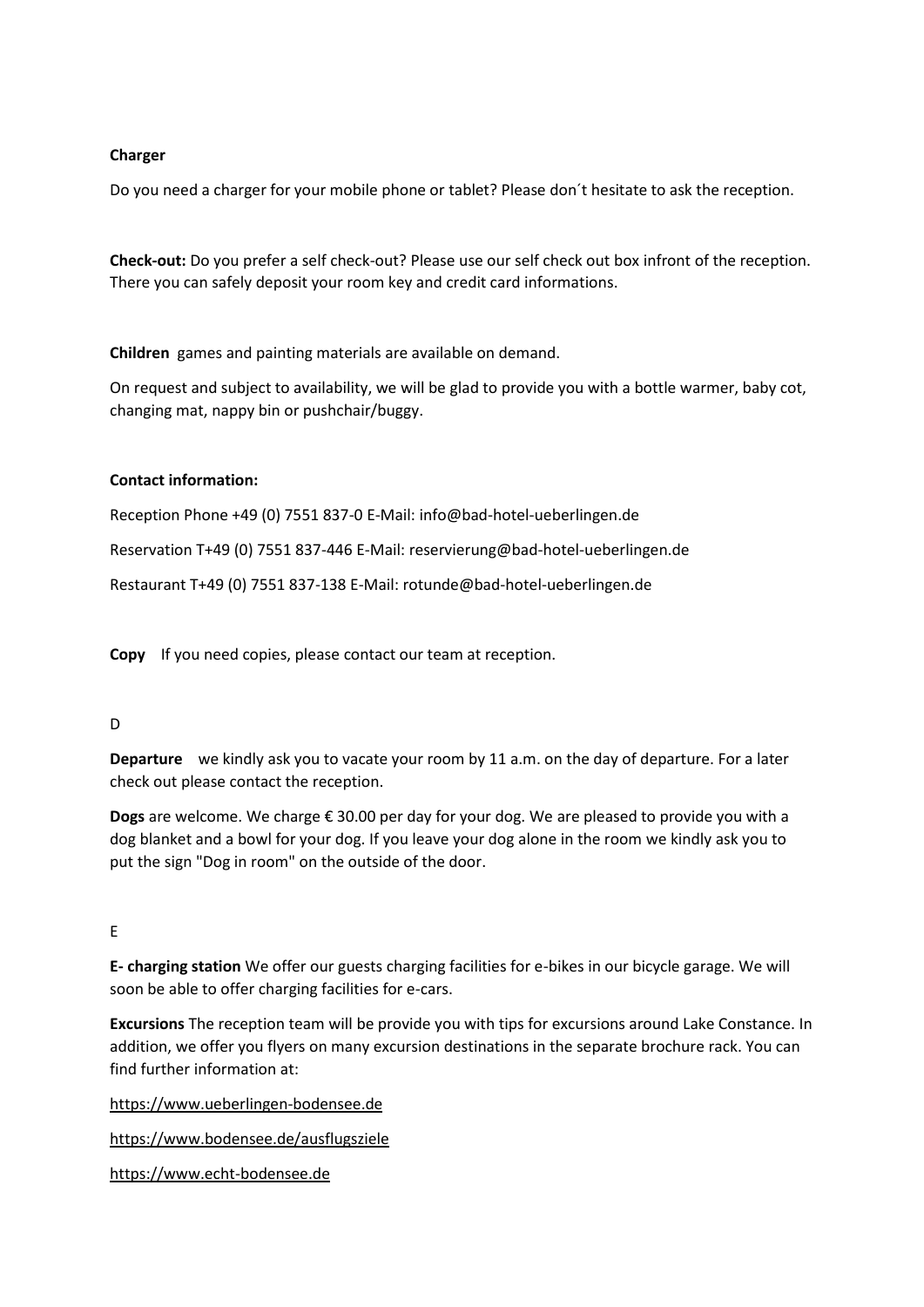**Charger**

Do you need a charger for your mobile phone or tablet? Please don´t hesitate to ask the reception.

**Check-out:** Do you prefer a self check-out? Please use our self check out box infront of the reception. There you can safely deposit your room key and credit card informations.

**Children** games and painting materials are available on demand.

On request and subject to availability, we will be glad to provide you with a bottle warmer, baby cot, changing mat, nappy bin or pushchair/buggy.

**Contact information:**

Reception Phone +49 (0) 7551 837-0 E-Mail: info@bad-hotel-ueberlingen.de

Reservation T+49 (0) 7551 837-446 E-Mail: reservierung@bad-hotel-ueberlingen.de

Restaurant T+49 (0) 7551 837-138 E-Mail: rotunde@bad-hotel-ueberlingen.de

**Copy** If you need copies, please contact our team at reception.

D

**Departure** we kindly ask you to vacate your room by 11 a.m. on the day of departure. For a later check out please contact the reception.

**Dogs** are welcome. We charge € 30.00 per day for your dog. We are pleased to provide you with a dog blanket and a bowl for your dog. If you leave your dog alone in the room we kindly ask you to put the sign "Dog in room" on the outside of the door.

E

**E- charging station** We offer our guests charging facilities for e-bikes in our bicycle garage. We will soon be able to offer charging facilities for e-cars.

**Excursions** The reception team will be provide you with tips for excursions around Lake Constance. In addition, we offer you flyers on many excursion destinations in the separate brochure rack. You can find further information at:

https://www.ueberlingen-bodensee.de

https://www.bodensee.de/ausflugsziele

https://www.echt-bodensee.de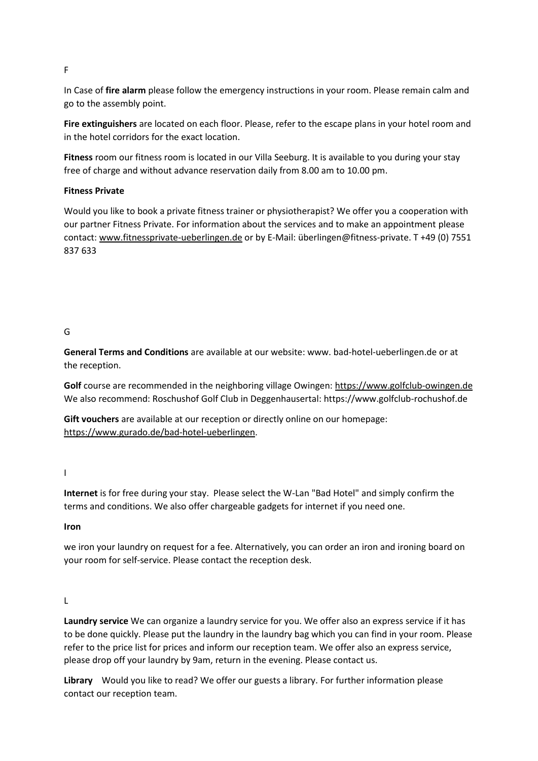F

In Case of **fire alarm** please follow the emergency instructions in your room. Please remain calm and go to the assembly point.

**Fire extinguishers** are located on each floor. Please, refer to the escape plans in your hotel room and in the hotel corridors for the exact location.

**Fitness** room our fitness room is located in our Villa Seeburg. It is available to you during your stay free of charge and without advance reservation daily from 8.00 am to 10.00 pm.

**Fitness Private**

Would you like to book a private fitness trainer or physiotherapist? We offer you a cooperation with our partner Fitness Private. For information about the services and to make an appointment please contact: www.fitnessprivate-ueberlingen.de or by E-Mail: überlingen@fitness-private. T +49 (0) 7551 837 633

G

**General Terms and Conditions** are available at our website: www. bad-hotel-ueberlingen.de or at the reception.

**Golf** course are recommended in the neighboring village Owingen: https://www.golfclub-owingen.de We also recommend: Roschushof Golf Club in Deggenhausertal: https://www.golfclub-rochushof.de

**Gift vouchers** are available at our reception or directly online on our homepage: https://www.gurado.de/bad-hotel-ueberlingen.

I

**Internet** is for free during your stay. Please select the W-Lan "Bad Hotel" and simply confirm the terms and conditions. We also offer chargeable gadgets for internet if you need one.

**Iron**

we iron your laundry on request for a fee. Alternatively, you can order an iron and ironing board on your room for self-service. Please contact the reception desk.

L

**Laundry service** We can organize a laundry service for you. We offer also an express service if it has to be done quickly. Please put the laundry in the laundry bag which you can find in your room. Please refer to the price list for prices and inform our reception team. We offer also an express service, please drop off your laundry by 9am, return in the evening. Please contact us.

**Library** Would you like to read? We offer our guests a library. For further information please contact our reception team.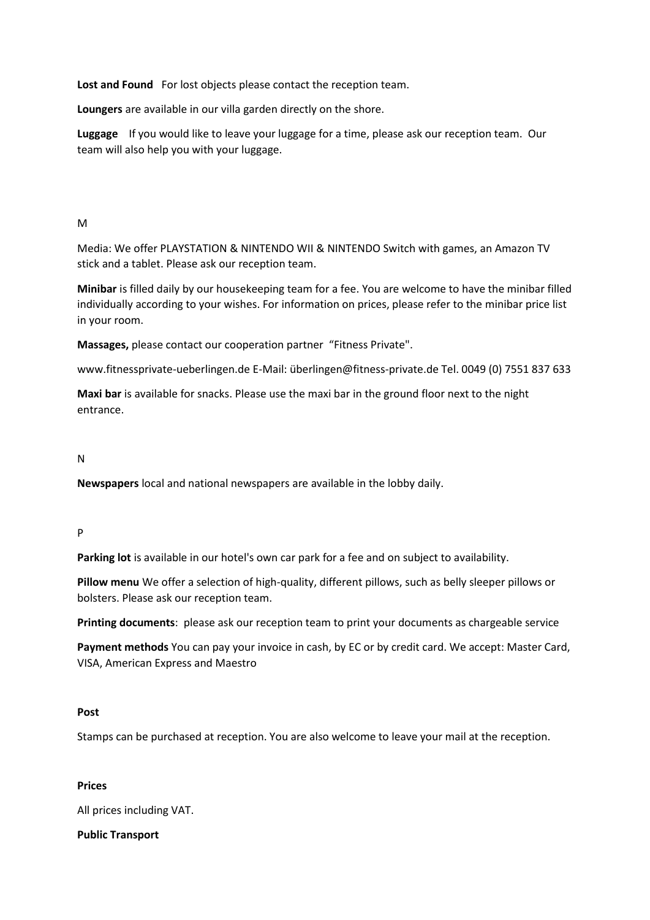**Lost and Found** For lost objects please contact the reception team.

**Loungers** are available in our villa garden directly on the shore.

**Luggage** If you would like to leave your luggage for a time, please ask our reception team. Our team will also help you with your luggage.

M

Media: We offer PLAYSTATION & NINTENDO WII & NINTENDO Switch with games, an Amazon TV stick and a tablet. Please ask our reception team.

**Minibar** is filled daily by our housekeeping team for a fee. You are welcome to have the minibar filled individually according to your wishes. For information on prices, please refer to the minibar price list in your room.

**Massages,** please contact our cooperation partner "Fitness Private".

www.fitnessprivate-ueberlingen.de E-Mail: überlingen@fitness-private.de Tel. 0049 (0) 7551 837 633

**Maxi bar** is available for snacks. Please use the maxi bar in the ground floor next to the night entrance.

N

**Newspapers** local and national newspapers are available in the lobby daily.

P

**Parking lot** is available in our hotel's own car park for a fee and on subject to availability.

**Pillow menu** We offer a selection of high-quality, different pillows, such as belly sleeper pillows or bolsters. Please ask our reception team.

**Printing documents**: please ask our reception team to print your documents as chargeable service

**Payment methods** You can pay your invoice in cash, by EC or by credit card. We accept: Master Card, VISA, American Express and Maestro

**Post**

Stamps can be purchased at reception. You are also welcome to leave your mail at the reception.

**Prices**

All prices including VAT.

**Public Transport**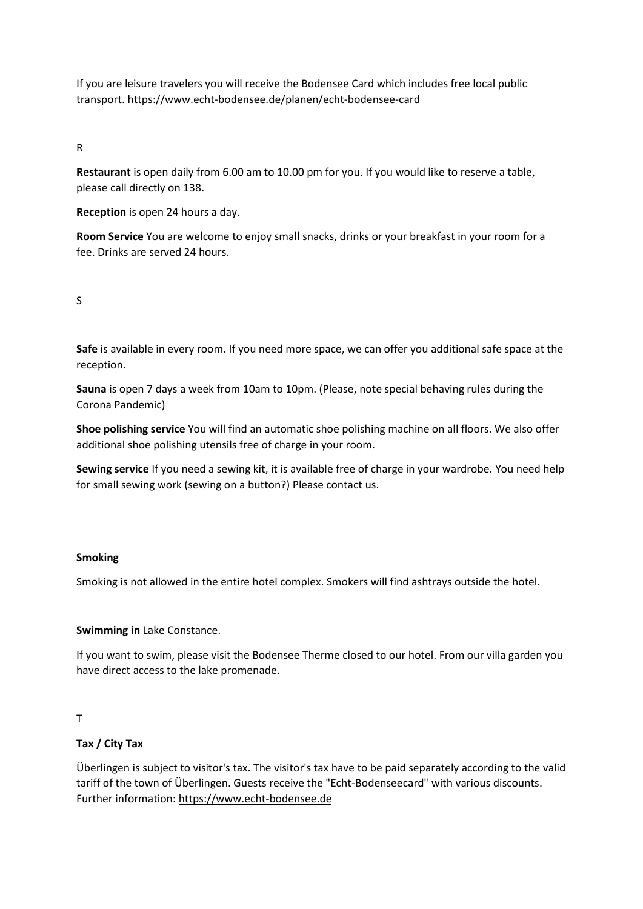If you are leisure travelers you will receive the Bodensee Card which includes free local public transport. https://www.echt-bodensee.de/planen/echt-bodensee-card

R

**Restaurant** is open daily from 6.00 am to 10.00 pm for you. If you would like to reserve a table, please call directly on 138.

**Reception** is open 24 hours a day.

**Room Service** You are welcome to enjoy small snacks, drinks or your breakfast in your room for a fee. Drinks are served 24 hours.

S

**Safe** is available in every room. If you need more space, we can offer you additional safe space at the reception.

**Sauna** is open 7 days a week from 10am to 10pm. (Please, note special behaving rules during the Corona Pandemic)

**Shoe polishing service** You will find an automatic shoe polishing machine on all floors. We also offer additional shoe polishing utensils free of charge in your room.

**Sewing service** If you need a sewing kit, it is available free of charge in your wardrobe. You need help for small sewing work (sewing on a button?) Please contact us.

**Smoking**

Smoking is not allowed in the entire hotel complex. Smokers will find ashtrays outside the hotel.

**Swimming in** Lake Constance.

If you want to swim, please visit the Bodensee Therme closed to our hotel. From our villa garden you have direct access to the lake promenade.

T

**Tax / City Tax**

Überlingen is subject to visitor's tax. The visitor's tax have to be paid separately according to the valid tariff of the town of Überlingen. Guests receive the "Echt-Bodenseecard" with various discounts. Further information: https://www.echt-bodensee.de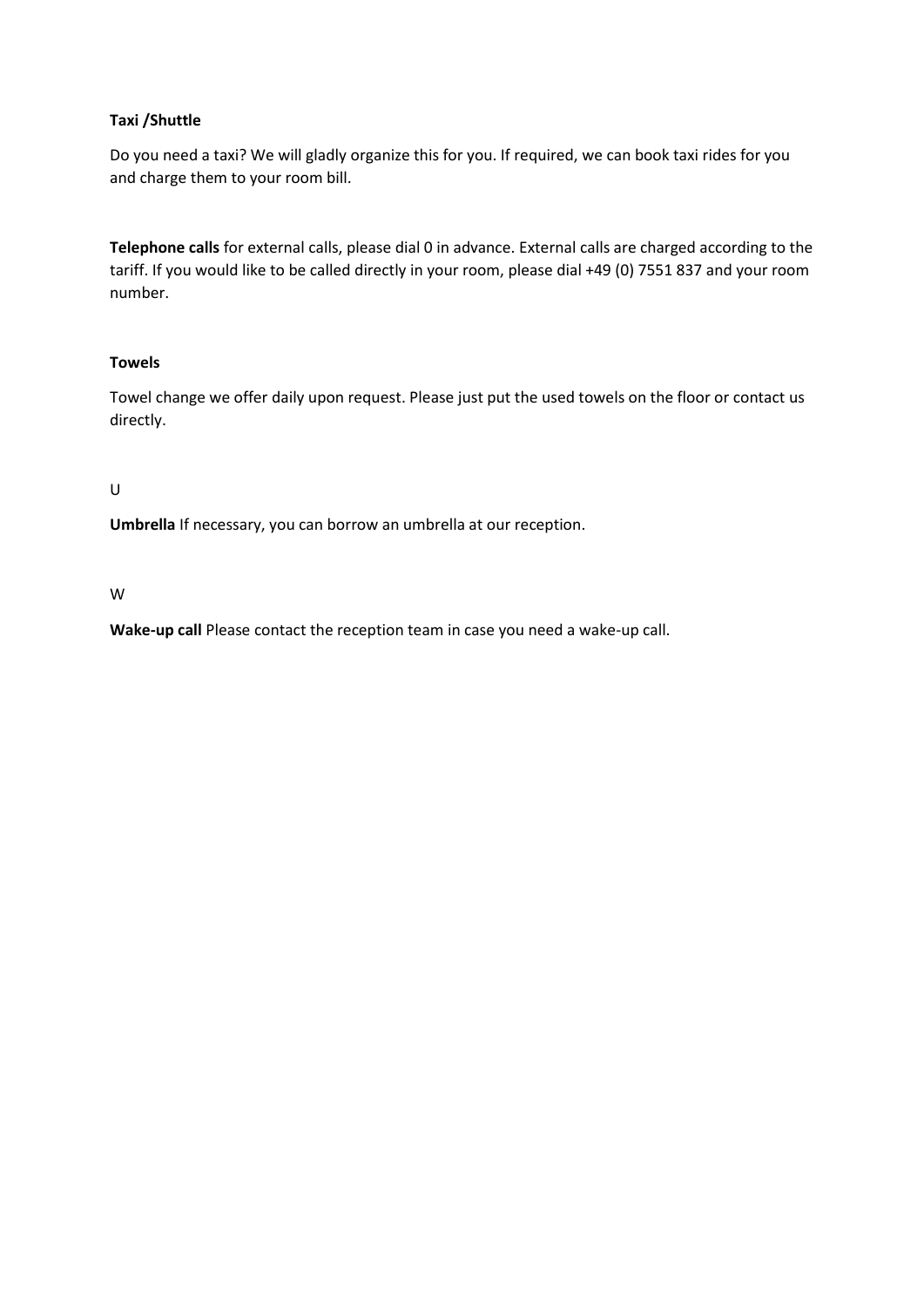**Taxi /Shuttle**

Do you need a taxi? We will gladly organize this for you. If required, we can book taxi rides for you and charge them to your room bill.

**Telephone calls** for external calls, please dial 0 in advance. External calls are charged according to the tariff. If you would like to be called directly in your room, please dial +49 (0) 7551 837 and your room number.

**Towels**

Towel change we offer daily upon request. Please just put the used towels on the floor or contact us directly.

U

**Umbrella** If necessary, you can borrow an umbrella at our reception.

W

**Wake-up call** Please contact the reception team in case you need a wake-up call.